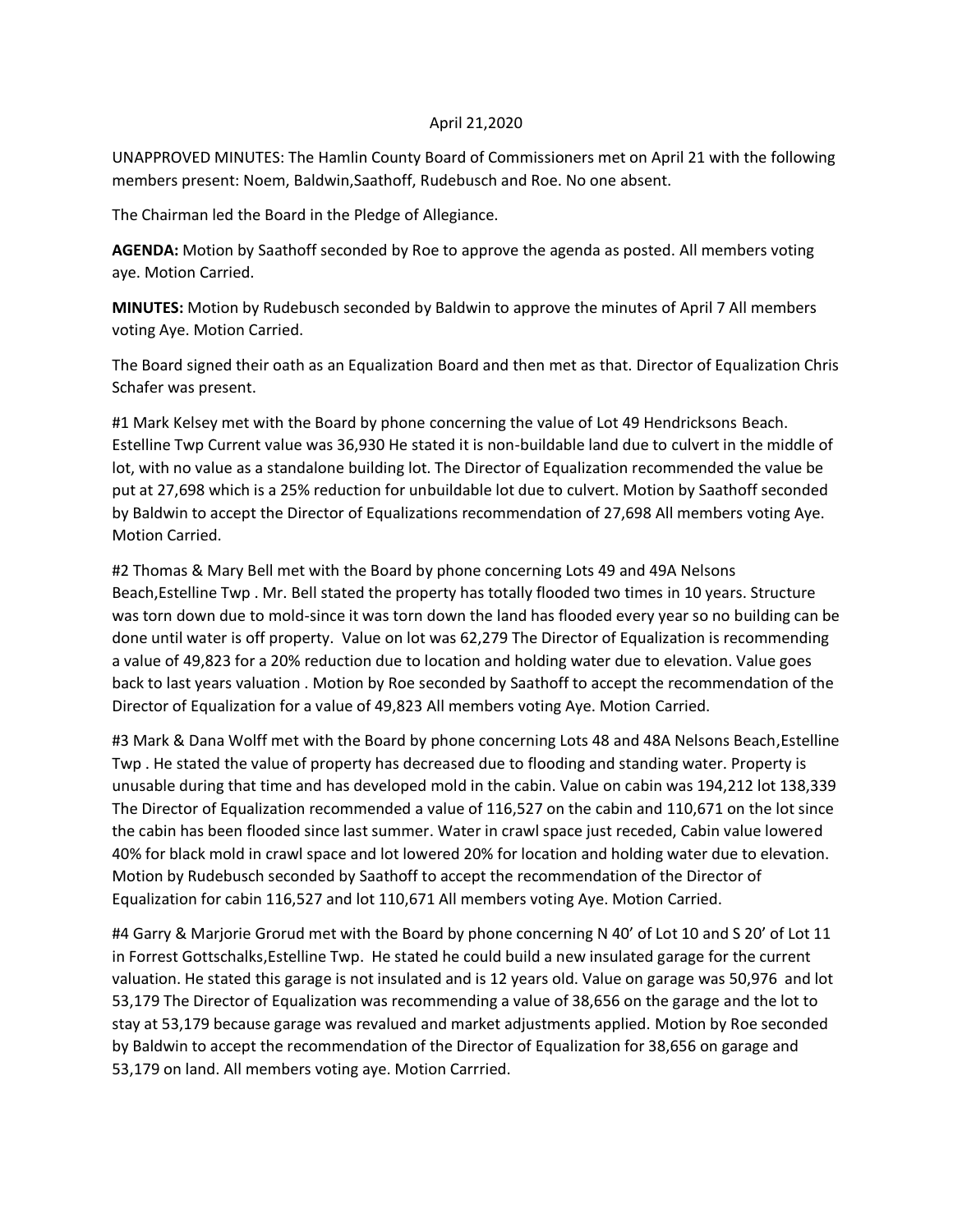April 21,2020

UNAPPROVED MINUTES: The Hamlin County Board of Commissioners met on April 21 with the following members present: Noem, Baldwin,Saathoff, Rudebusch and Roe. No one absent.

The Chairman led the Board in the Pledge of Allegiance.

**AGENDA:** Motion by Saathoff seconded by Roe to approve the agenda as posted. All members voting aye. Motion Carried.

**MINUTES:** Motion by Rudebusch seconded by Baldwin to approve the minutes of April 7 All members voting Aye. Motion Carried.

The Board signed their oath as an Equalization Board and then met as that. Director of Equalization Chris Schafer was present.

#1 Mark Kelsey met with the Board by phone concerning the value of Lot 49 Hendricksons Beach. Estelline Twp Current value was 36,930 He stated it is non-buildable land due to culvert in the middle of lot, with no value as a standalone building lot. The Director of Equalization recommended the value be put at 27,698 which is a 25% reduction for unbuildable lot due to culvert. Motion by Saathoff seconded by Baldwin to accept the Director of Equalizations recommendation of 27,698 All members voting Aye. Motion Carried.

#2 Thomas & Mary Bell met with the Board by phone concerning Lots 49 and 49A Nelsons Beach,Estelline Twp . Mr. Bell stated the property has totally flooded two times in 10 years. Structure was torn down due to mold-since it was torn down the land has flooded every year so no building can be done until water is off property. Value on lot was 62,279 The Director of Equalization is recommending a value of 49,823 for a 20% reduction due to location and holding water due to elevation. Value goes back to last years valuation . Motion by Roe seconded by Saathoff to accept the recommendation of the Director of Equalization for a value of 49,823 All members voting Aye. Motion Carried.

#3 Mark & Dana Wolff met with the Board by phone concerning Lots 48 and 48A Nelsons Beach,Estelline Twp . He stated the value of property has decreased due to flooding and standing water. Property is unusable during that time and has developed mold in the cabin. Value on cabin was 194,212 lot 138,339 The Director of Equalization recommended a value of 116,527 on the cabin and 110,671 on the lot since the cabin has been flooded since last summer. Water in crawl space just receded, Cabin value lowered 40% for black mold in crawl space and lot lowered 20% for location and holding water due to elevation. Motion by Rudebusch seconded by Saathoff to accept the recommendation of the Director of Equalization for cabin 116,527 and lot 110,671 All members voting Aye. Motion Carried.

#4 Garry & Marjorie Grorud met with the Board by phone concerning N 40' of Lot 10 and S 20' of Lot 11 in Forrest Gottschalks,Estelline Twp. He stated he could build a new insulated garage for the current valuation. He stated this garage is not insulated and is 12 years old. Value on garage was 50,976 and lot 53,179 The Director of Equalization was recommending a value of 38,656 on the garage and the lot to stay at 53,179 because garage was revalued and market adjustments applied. Motion by Roe seconded by Baldwin to accept the recommendation of the Director of Equalization for 38,656 on garage and 53,179 on land. All members voting aye. Motion Carrried.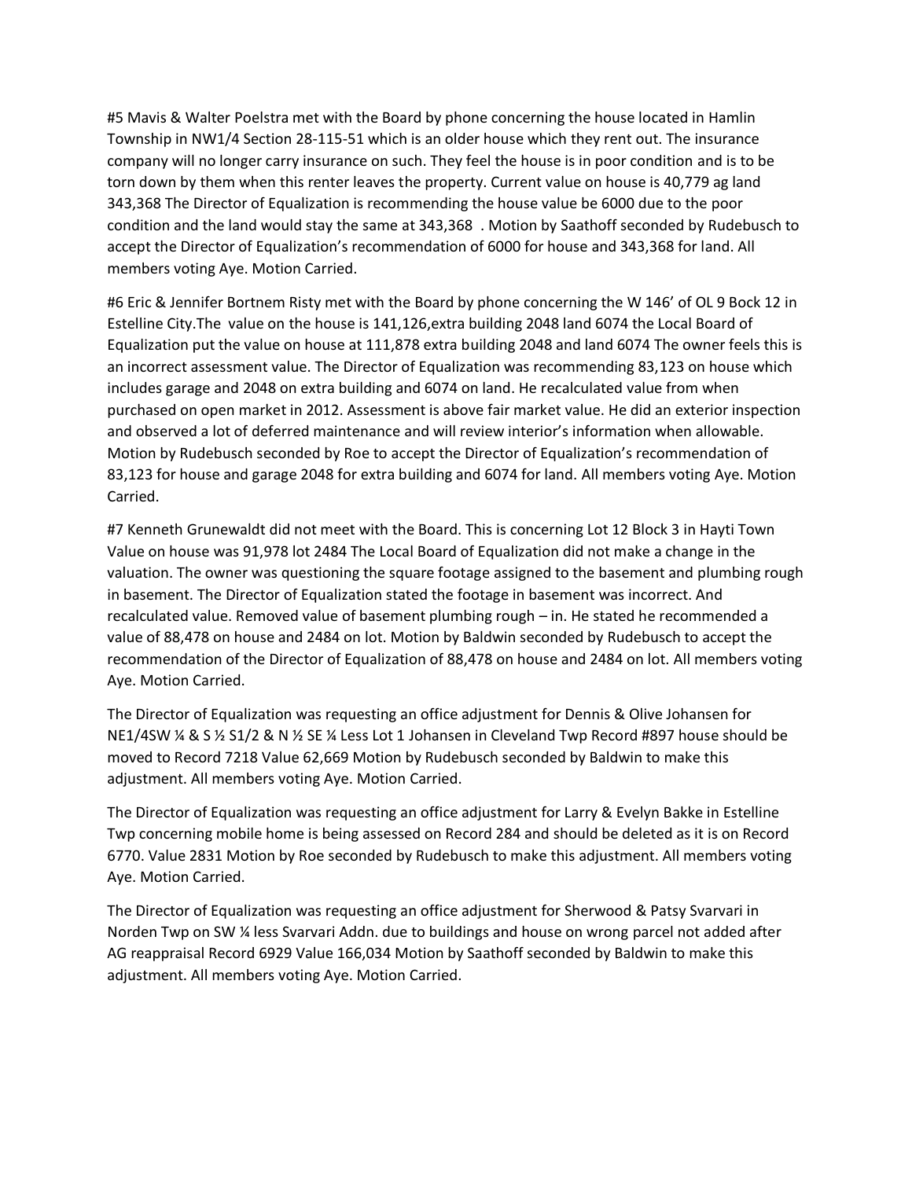#5 Mavis & Walter Poelstra met with the Board by phone concerning the house located in Hamlin Township in NW1/4 Section 28-115-51 which is an older house which they rent out. The insurance company will no longer carry insurance on such. They feel the house is in poor condition and is to be torn down by them when this renter leaves the property. Current value on house is 40,779 ag land 343,368 The Director of Equalization is recommending the house value be 6000 due to the poor condition and the land would stay the same at 343,368 . Motion by Saathoff seconded by Rudebusch to accept the Director of Equalization's recommendation of 6000 for house and 343,368 for land. All members voting Aye. Motion Carried.

#6 Eric & Jennifer Bortnem Risty met with the Board by phone concerning the W 146' of OL 9 Bock 12 in Estelline City.The value on the house is 141,126,extra building 2048 land 6074 the Local Board of Equalization put the value on house at 111,878 extra building 2048 and land 6074 The owner feels this is an incorrect assessment value. The Director of Equalization was recommending 83,123 on house which includes garage and 2048 on extra building and 6074 on land. He recalculated value from when purchased on open market in 2012. Assessment is above fair market value. He did an exterior inspection and observed a lot of deferred maintenance and will review interior's information when allowable. Motion by Rudebusch seconded by Roe to accept the Director of Equalization's recommendation of 83,123 for house and garage 2048 for extra building and 6074 for land. All members voting Aye. Motion Carried.

#7 Kenneth Grunewaldt did not meet with the Board. This is concerning Lot 12 Block 3 in Hayti Town Value on house was 91,978 lot 2484 The Local Board of Equalization did not make a change in the valuation. The owner was questioning the square footage assigned to the basement and plumbing rough in basement. The Director of Equalization stated the footage in basement was incorrect. And recalculated value. Removed value of basement plumbing rough – in. He stated he recommended a value of 88,478 on house and 2484 on lot. Motion by Baldwin seconded by Rudebusch to accept the recommendation of the Director of Equalization of 88,478 on house and 2484 on lot. All members voting Aye. Motion Carried.

The Director of Equalization was requesting an office adjustment for Dennis & Olive Johansen for NE1/4SW ¼ & S ½ S1/2 & N ½ SE ¼ Less Lot 1 Johansen in Cleveland Twp Record #897 house should be moved to Record 7218 Value 62,669 Motion by Rudebusch seconded by Baldwin to make this adjustment. All members voting Aye. Motion Carried.

The Director of Equalization was requesting an office adjustment for Larry & Evelyn Bakke in Estelline Twp concerning mobile home is being assessed on Record 284 and should be deleted as it is on Record 6770. Value 2831 Motion by Roe seconded by Rudebusch to make this adjustment. All members voting Aye. Motion Carried.

The Director of Equalization was requesting an office adjustment for Sherwood & Patsy Svarvari in Norden Twp on SW ¼ less Svarvari Addn. due to buildings and house on wrong parcel not added after AG reappraisal Record 6929 Value 166,034 Motion by Saathoff seconded by Baldwin to make this adjustment. All members voting Aye. Motion Carried.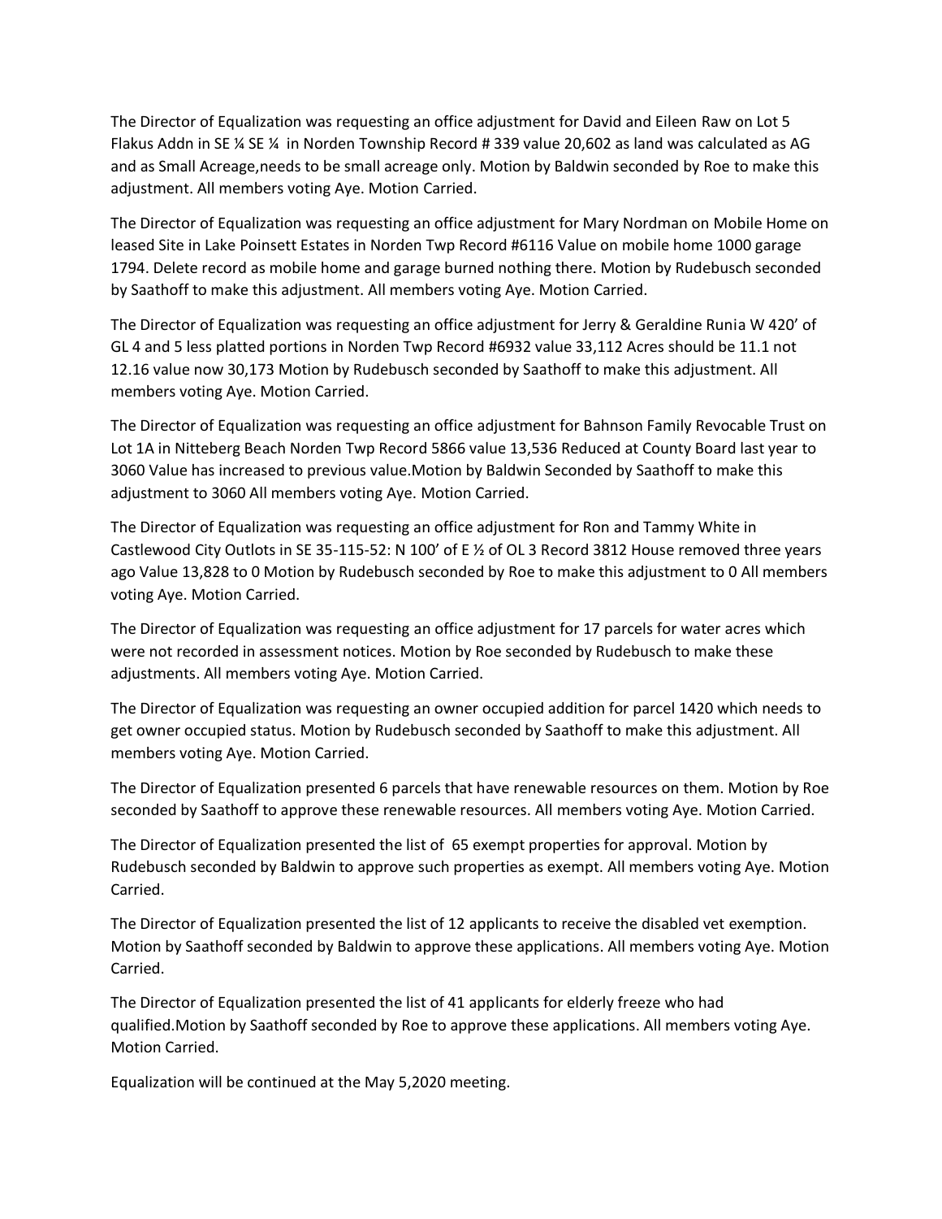The Director of Equalization was requesting an office adjustment for David and Eileen Raw on Lot 5 Flakus Addn in SE ¼ SE ¼ in Norden Township Record # 339 value 20,602 as land was calculated as AG and as Small Acreage,needs to be small acreage only. Motion by Baldwin seconded by Roe to make this adjustment. All members voting Aye. Motion Carried.

The Director of Equalization was requesting an office adjustment for Mary Nordman on Mobile Home on leased Site in Lake Poinsett Estates in Norden Twp Record #6116 Value on mobile home 1000 garage 1794. Delete record as mobile home and garage burned nothing there. Motion by Rudebusch seconded by Saathoff to make this adjustment. All members voting Aye. Motion Carried.

The Director of Equalization was requesting an office adjustment for Jerry & Geraldine Runia W 420' of GL 4 and 5 less platted portions in Norden Twp Record #6932 value 33,112 Acres should be 11.1 not 12.16 value now 30,173 Motion by Rudebusch seconded by Saathoff to make this adjustment. All members voting Aye. Motion Carried.

The Director of Equalization was requesting an office adjustment for Bahnson Family Revocable Trust on Lot 1A in Nitteberg Beach Norden Twp Record 5866 value 13,536 Reduced at County Board last year to 3060 Value has increased to previous value.Motion by Baldwin Seconded by Saathoff to make this adjustment to 3060 All members voting Aye. Motion Carried.

The Director of Equalization was requesting an office adjustment for Ron and Tammy White in Castlewood City Outlots in SE 35-115-52: N 100' of E ½ of OL 3 Record 3812 House removed three years ago Value 13,828 to 0 Motion by Rudebusch seconded by Roe to make this adjustment to 0 All members voting Aye. Motion Carried.

The Director of Equalization was requesting an office adjustment for 17 parcels for water acres which were not recorded in assessment notices. Motion by Roe seconded by Rudebusch to make these adjustments. All members voting Aye. Motion Carried.

The Director of Equalization was requesting an owner occupied addition for parcel 1420 which needs to get owner occupied status. Motion by Rudebusch seconded by Saathoff to make this adjustment. All members voting Aye. Motion Carried.

The Director of Equalization presented 6 parcels that have renewable resources on them. Motion by Roe seconded by Saathoff to approve these renewable resources. All members voting Aye. Motion Carried.

The Director of Equalization presented the list of 65 exempt properties for approval. Motion by Rudebusch seconded by Baldwin to approve such properties as exempt. All members voting Aye. Motion Carried.

The Director of Equalization presented the list of 12 applicants to receive the disabled vet exemption. Motion by Saathoff seconded by Baldwin to approve these applications. All members voting Aye. Motion Carried.

The Director of Equalization presented the list of 41 applicants for elderly freeze who had qualified.Motion by Saathoff seconded by Roe to approve these applications. All members voting Aye. Motion Carried.

Equalization will be continued at the May 5,2020 meeting.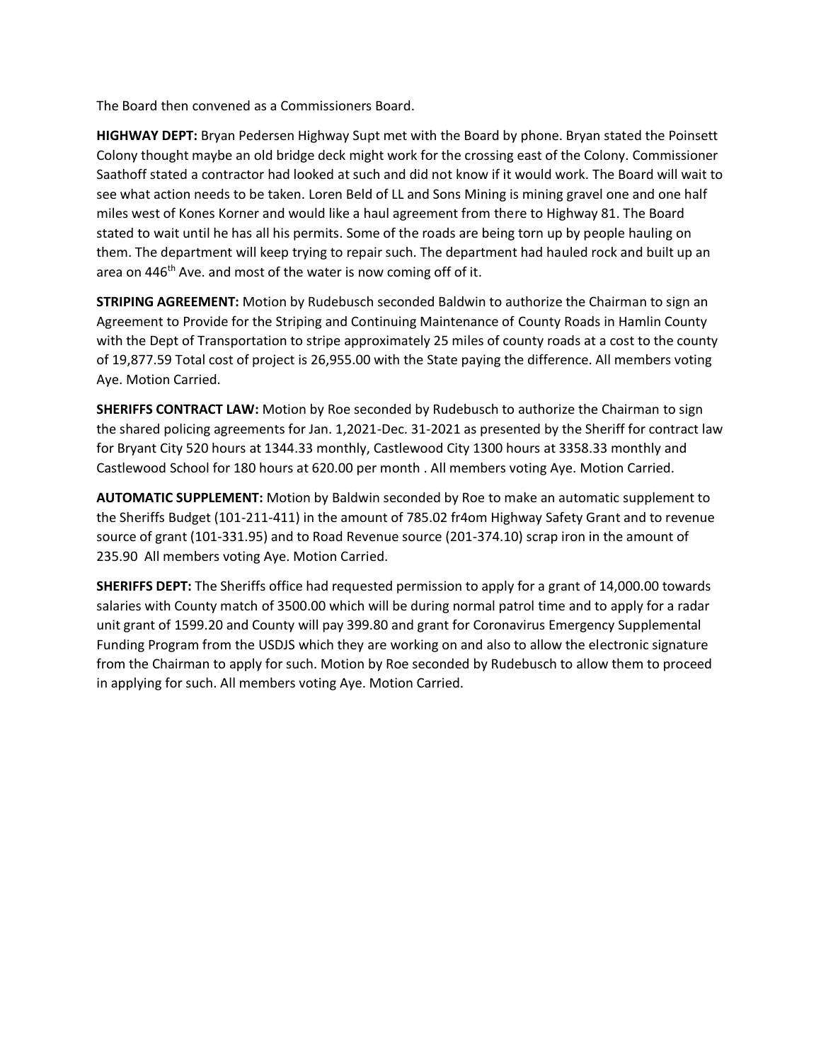The Board then convened as a Commissioners Board.

**HIGHWAY DEPT:** Bryan Pedersen Highway Supt met with the Board by phone. Bryan stated the Poinsett Colony thought maybe an old bridge deck might work for the crossing east of the Colony. Commissioner Saathoff stated a contractor had looked at such and did not know if it would work. The Board will wait to see what action needs to be taken. Loren Beld of LL and Sons Mining is mining gravel one and one half miles west of Kones Korner and would like a haul agreement from there to Highway 81. The Board stated to wait until he has all his permits. Some of the roads are being torn up by people hauling on them. The department will keep trying to repair such. The department had hauled rock and built up an area on 446th Ave. and most of the water is now coming off of it.

**STRIPING AGREEMENT:** Motion by Rudebusch seconded Baldwin to authorize the Chairman to sign an Agreement to Provide for the Striping and Continuing Maintenance of County Roads in Hamlin County with the Dept of Transportation to stripe approximately 25 miles of county roads at a cost to the county of 19,877.59 Total cost of project is 26,955.00 with the State paying the difference. All members voting Aye. Motion Carried.

**SHERIFFS CONTRACT LAW:** Motion by Roe seconded by Rudebusch to authorize the Chairman to sign the shared policing agreements for Jan. 1,2021-Dec. 31-2021 as presented by the Sheriff for contract law for Bryant City 520 hours at 1344.33 monthly, Castlewood City 1300 hours at 3358.33 monthly and Castlewood School for 180 hours at 620.00 per month . All members voting Aye. Motion Carried.

**AUTOMATIC SUPPLEMENT:** Motion by Baldwin seconded by Roe to make an automatic supplement to the Sheriffs Budget (101-211-411) in the amount of 785.02 fr4om Highway Safety Grant and to revenue source of grant (101-331.95) and to Road Revenue source (201-374.10) scrap iron in the amount of 235.90 All members voting Aye. Motion Carried.

**SHERIFFS DEPT:** The Sheriffs office had requested permission to apply for a grant of 14,000.00 towards salaries with County match of 3500.00 which will be during normal patrol time and to apply for a radar unit grant of 1599.20 and County will pay 399.80 and grant for Coronavirus Emergency Supplemental Funding Program from the USDJS which they are working on and also to allow the electronic signature from the Chairman to apply for such. Motion by Roe seconded by Rudebusch to allow them to proceed in applying for such. All members voting Aye. Motion Carried.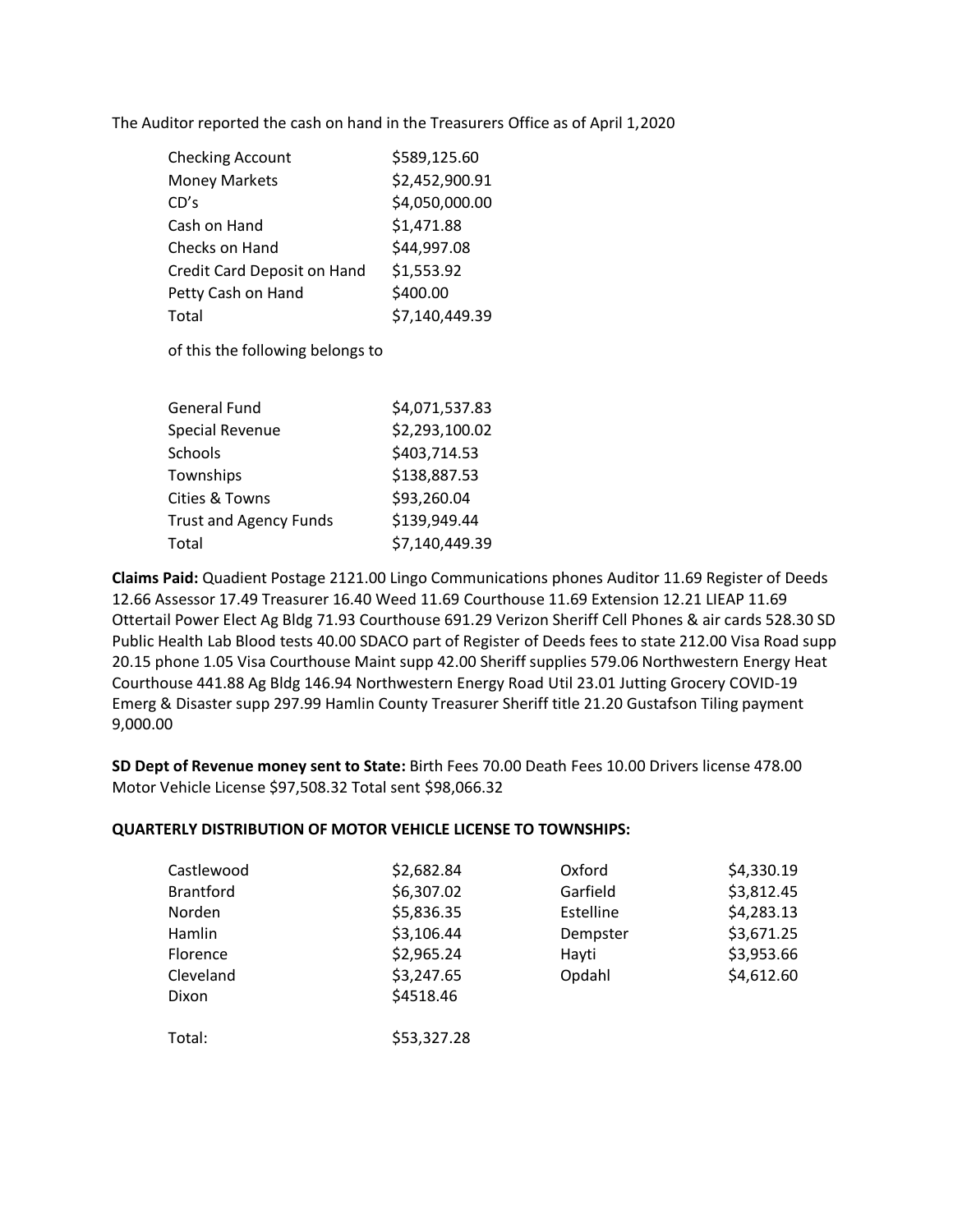The Auditor reported the cash on hand in the Treasurers Office as of April 1,2020

| | |
|---|---|
| Checking Account | $589,125.60 |
| Money Markets | $2,452,900.91 |
| CD's | $4,050,000.00 |
| Cash on Hand | $1,471.88 |
| Checks on Hand | $44,997.08 |
| Credit Card Deposit on Hand | $1,553.92 |
| Petty Cash on Hand | $400.00 |
| Total | $7,140,449.39 |

of this the following belongs to

| | |
|---|---|
| General Fund | $4,071,537.83 |
| Special Revenue | $2,293,100.02 |
| Schools | $403,714.53 |
| Townships | $138,887.53 |
| Cities & Towns | $93,260.04 |
| Trust and Agency Funds | $139,949.44 |
| Total | $7,140,449.39 |

**Claims Paid:** Quadient Postage 2121.00 Lingo Communications phones Auditor 11.69 Register of Deeds 12.66 Assessor 17.49 Treasurer 16.40 Weed 11.69 Courthouse 11.69 Extension 12.21 LIEAP 11.69 Ottertail Power Elect Ag Bldg 71.93 Courthouse 691.29 Verizon Sheriff Cell Phones & air cards 528.30 SD Public Health Lab Blood tests 40.00 SDACO part of Register of Deeds fees to state 212.00 Visa Road supp 20.15 phone 1.05 Visa Courthouse Maint supp 42.00 Sheriff supplies 579.06 Northwestern Energy Heat Courthouse 441.88 Ag Bldg 146.94 Northwestern Energy Road Util 23.01 Jutting Grocery COVID-19 Emerg & Disaster supp 297.99 Hamlin County Treasurer Sheriff title 21.20 Gustafson Tiling payment 9,000.00

**SD Dept of Revenue money sent to State:** Birth Fees 70.00 Death Fees 10.00 Drivers license 478.00 Motor Vehicle License $97,508.32 Total sent $98,066.32

**QUARTERLY DISTRIBUTION OF MOTOR VEHICLE LICENSE TO TOWNSHIPS:**

| | | | |
|---|---|---|---|
| Castlewood | $2,682.84 | Oxford | $4,330.19 |
| Brantford | $6,307.02 | Garfield | $3,812.45 |
| Norden | $5,836.35 | Estelline | $4,283.13 |
| Hamlin | $3,106.44 | Dempster | $3,671.25 |
| Florence | $2,965.24 | Hayti | $3,953.66 |
| Cleveland | $3,247.65 | Opdahl | $4,612.60 |
| Dixon | $4518.46 | | |
| Total: | $53,327.28 | | |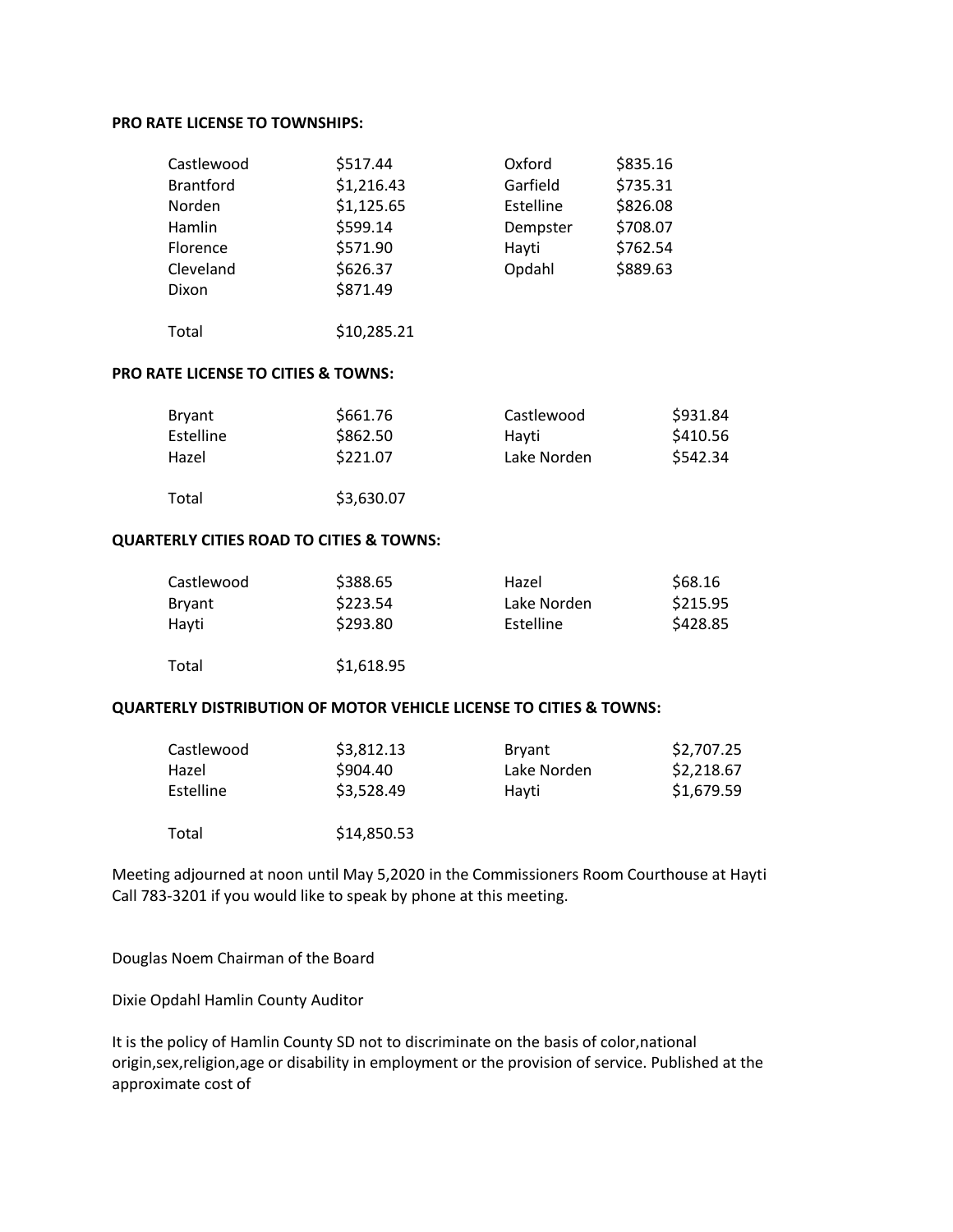**PRO RATE LICENSE TO TOWNSHIPS:**

| | | | |
|---|---|---|---|
| Castlewood | $517.44 | Oxford | $835.16 |
| Brantford | $1,216.43 | Garfield | $735.31 |
| Norden | $1,125.65 | Estelline | $826.08 |
| Hamlin | $599.14 | Dempster | $708.07 |
| Florence | $571.90 | Hayti | $762.54 |
| Cleveland | $626.37 | Opdahl | $889.63 |
| Dixon | $871.49 | | |
| Total | $10,285.21 | | |

**PRO RATE LICENSE TO CITIES & TOWNS:**

| | | | |
|---|---|---|---|
| Bryant | $661.76 | Castlewood | $931.84 |
| Estelline | $862.50 | Hayti | $410.56 |
| Hazel | $221.07 | Lake Norden | $542.34 |
| Total | $3,630.07 | | |

**QUARTERLY CITIES ROAD TO CITIES & TOWNS:**

| | | | |
|---|---|---|---|
| Castlewood | $388.65 | Hazel | $68.16 |
| Bryant | $223.54 | Lake Norden | $215.95 |
| Hayti | $293.80 | Estelline | $428.85 |
| Total | $1,618.95 | | |

**QUARTERLY DISTRIBUTION OF MOTOR VEHICLE LICENSE TO CITIES & TOWNS:**

| | | | |
|---|---|---|---|
| Castlewood | $3,812.13 | Bryant | $2,707.25 |
| Hazel | $904.40 | Lake Norden | $2,218.67 |
| Estelline | $3,528.49 | Hayti | $1,679.59 |
| Total | $14,850.53 | | |

Meeting adjourned at noon until May 5,2020 in the Commissioners Room Courthouse at Hayti
Call 783-3201 if you would like to speak by phone at this meeting.

Douglas Noem Chairman of the Board

Dixie Opdahl Hamlin County Auditor

It is the policy of Hamlin County SD not to discriminate on the basis of color,national origin,sex,religion,age or disability in employment or the provision of service. Published at the approximate cost of